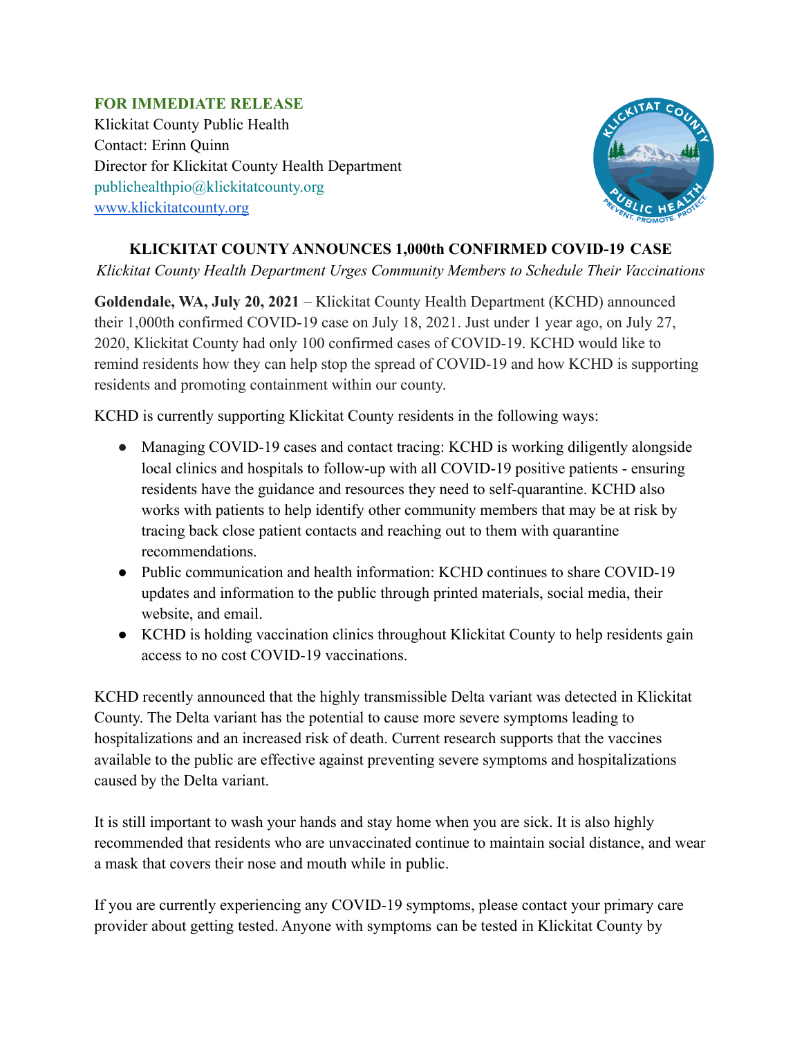**FOR IMMEDIATE RELEASE**
Klickitat County Public Health
Contact: Erinn Quinn
Director for Klickitat County Health Department
publichealthpio@klickitatcounty.org
[www.klickitatcounty.org](http://www.klickitatcounty.org)

# KLICKITAT COUNTY ANNOUNCES 1,000th CONFIRMED COVID-19 CASE

*Klickitat County Health Department Urges Community Members to Schedule Their Vaccinations*

**Goldendale, WA, July 20, 2021** – Klickitat County Health Department (KCHD) announced their 1,000th confirmed COVID-19 case on July 18, 2021. Just under 1 year ago, on July 27, 2020, Klickitat County had only 100 confirmed cases of COVID-19. KCHD would like to remind residents how they can help stop the spread of COVID-19 and how KCHD is supporting residents and promoting containment within our county.

KCHD is currently supporting Klickitat County residents in the following ways:

- Managing COVID-19 cases and contact tracing: KCHD is working diligently alongside local clinics and hospitals to follow-up with all COVID-19 positive patients - ensuring residents have the guidance and resources they need to self-quarantine. KCHD also works with patients to help identify other community members that may be at risk by tracing back close patient contacts and reaching out to them with quarantine recommendations.
- Public communication and health information: KCHD continues to share COVID-19 updates and information to the public through printed materials, social media, their website, and email.
- KCHD is holding vaccination clinics throughout Klickitat County to help residents gain access to no cost COVID-19 vaccinations.

KCHD recently announced that the highly transmissible Delta variant was detected in Klickitat County. The Delta variant has the potential to cause more severe symptoms leading to hospitalizations and an increased risk of death. Current research supports that the vaccines available to the public are effective against preventing severe symptoms and hospitalizations caused by the Delta variant.

It is still important to wash your hands and stay home when you are sick. It is also highly recommended that residents who are unvaccinated continue to maintain social distance, and wear a mask that covers their nose and mouth while in public.

If you are currently experiencing any COVID-19 symptoms, please contact your primary care provider about getting tested. Anyone with symptoms can be tested in Klickitat County by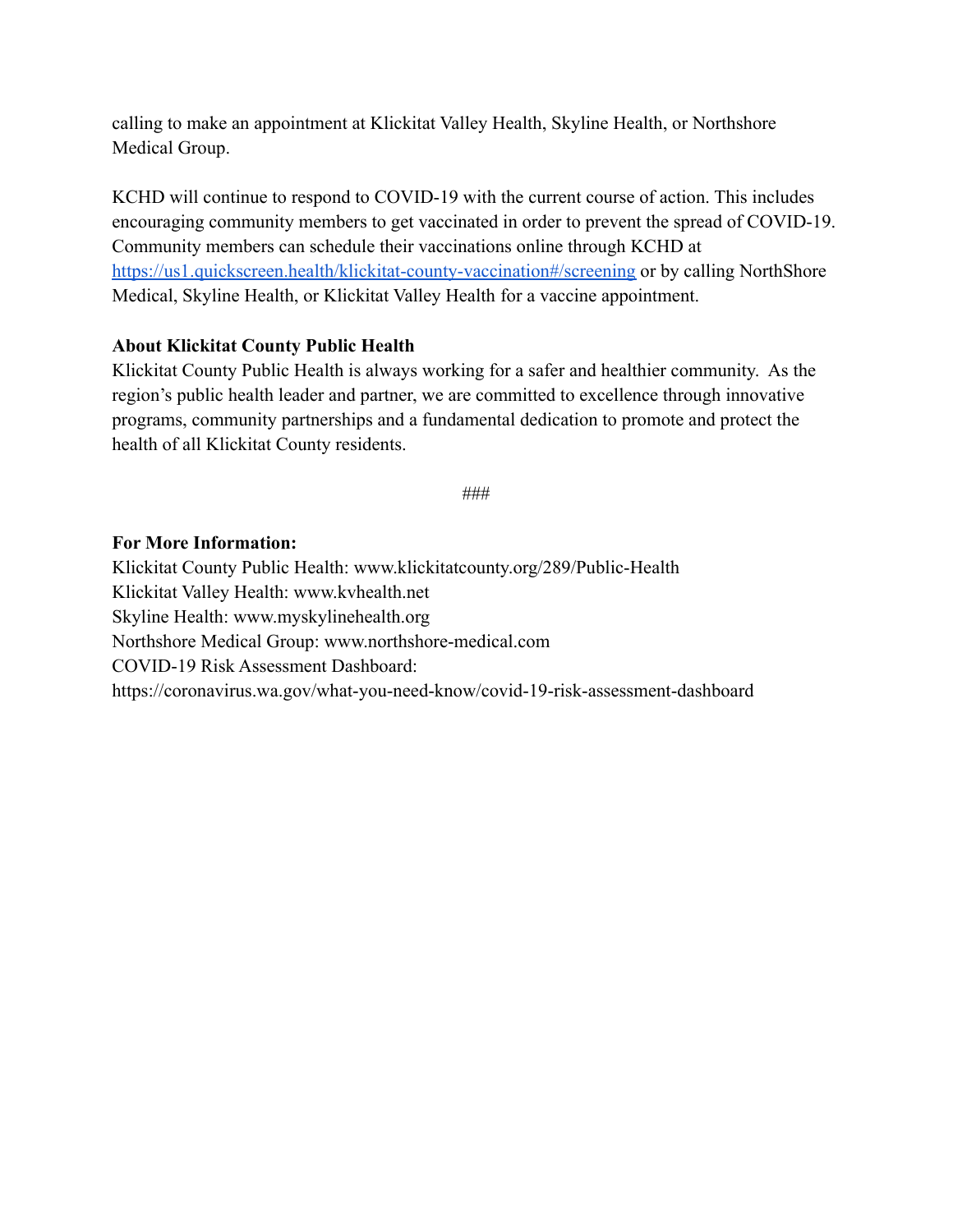calling to make an appointment at Klickitat Valley Health, Skyline Health, or Northshore Medical Group.

KCHD will continue to respond to COVID-19 with the current course of action. This includes encouraging community members to get vaccinated in order to prevent the spread of COVID-19. Community members can schedule their vaccinations online through KCHD at https://us1.quickscreen.health/klickitat-county-vaccination#/screening or by calling NorthShore Medical, Skyline Health, or Klickitat Valley Health for a vaccine appointment.

**About Klickitat County Public Health**
Klickitat County Public Health is always working for a safer and healthier community. As the region's public health leader and partner, we are committed to excellence through innovative programs, community partnerships and a fundamental dedication to promote and protect the health of all Klickitat County residents.

###

**For More Information:**
Klickitat County Public Health: www.klickitatcounty.org/289/Public-Health
Klickitat Valley Health: www.kvhealth.net
Skyline Health: www.myskylinehealth.org
Northshore Medical Group: www.northshore-medical.com
COVID-19 Risk Assessment Dashboard:
https://coronavirus.wa.gov/what-you-need-know/covid-19-risk-assessment-dashboard